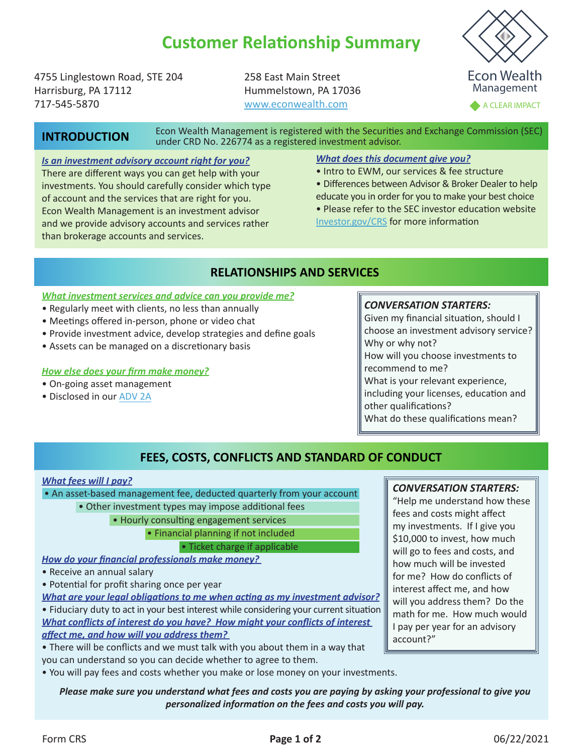# Customer Relationship Summary

4755 Linglestown Road, STE 204
Harrisburg, PA 17112
717-545-5870

258 East Main Street
Hummelstown, PA 17036
www.econwealth.com

Econ Wealth Management
A CLEAR IMPACT

## INTRODUCTION

Econ Wealth Management is registered with the Securities and Exchange Commission (SEC) under CRD No. 226774 as a registered investment advisor.

***Is an investment advisory account right for you?***

There are different ways you can get help with your investments. You should carefully consider which type of account and the services that are right for you. Econ Wealth Management is an investment advisor and we provide advisory accounts and services rather than brokerage accounts and services.

***What does this document give you?***

- Intro to EWM, our services & fee structure
- Differences between Advisor & Broker Dealer to help educate you in order for you to make your best choice
- Please refer to the SEC investor education website Investor.gov/CRS for more information

## RELATIONSHIPS AND SERVICES

***What investment services and advice can you provide me?***

- Regularly meet with clients, no less than annually
- Meetings offered in-person, phone or video chat
- Provide investment advice, develop strategies and define goals
- Assets can be managed on a discretionary basis

***How else does your firm make money?***

- On-going asset management
- Disclosed in our ADV 2A

***CONVERSATION STARTERS:***

Given my financial situation, should I choose an investment advisory service? Why or why not?
How will you choose investments to recommend to me?
What is your relevant experience, including your licenses, education and other qualifications?
What do these qualifications mean?

## FEES, COSTS, CONFLICTS AND STANDARD OF CONDUCT

***What fees will I pay?***

- An asset-based management fee, deducted quarterly from your account
- Other investment types may impose additional fees
- Hourly consulting engagement services
- Financial planning if not included
- Ticket charge if applicable

***How do your financial professionals make money?***

- Receive an annual salary
- Potential for profit sharing once per year

***What are your legal obligations to me when acting as my investment advisor?***

- Fiduciary duty to act in your best interest while considering your current situation

***What conflicts of interest do you have? How might your conflicts of interest affect me, and how will you address them?***

- There will be conflicts and we must talk with you about them in a way that you can understand so you can decide whether to agree to them.
- You will pay fees and costs whether you make or lose money on your investments.

***CONVERSATION STARTERS:***

"Help me understand how these fees and costs might affect my investments. If I give you $10,000 to invest, how much will go to fees and costs, and how much will be invested for me? How do conflicts of interest affect me, and how will you address them? Do the math for me. How much would I pay per year for an advisory account?"

***Please make sure you understand what fees and costs you are paying by asking your professional to give you personalized information on the fees and costs you will pay.***

Form CRS 06/22/2021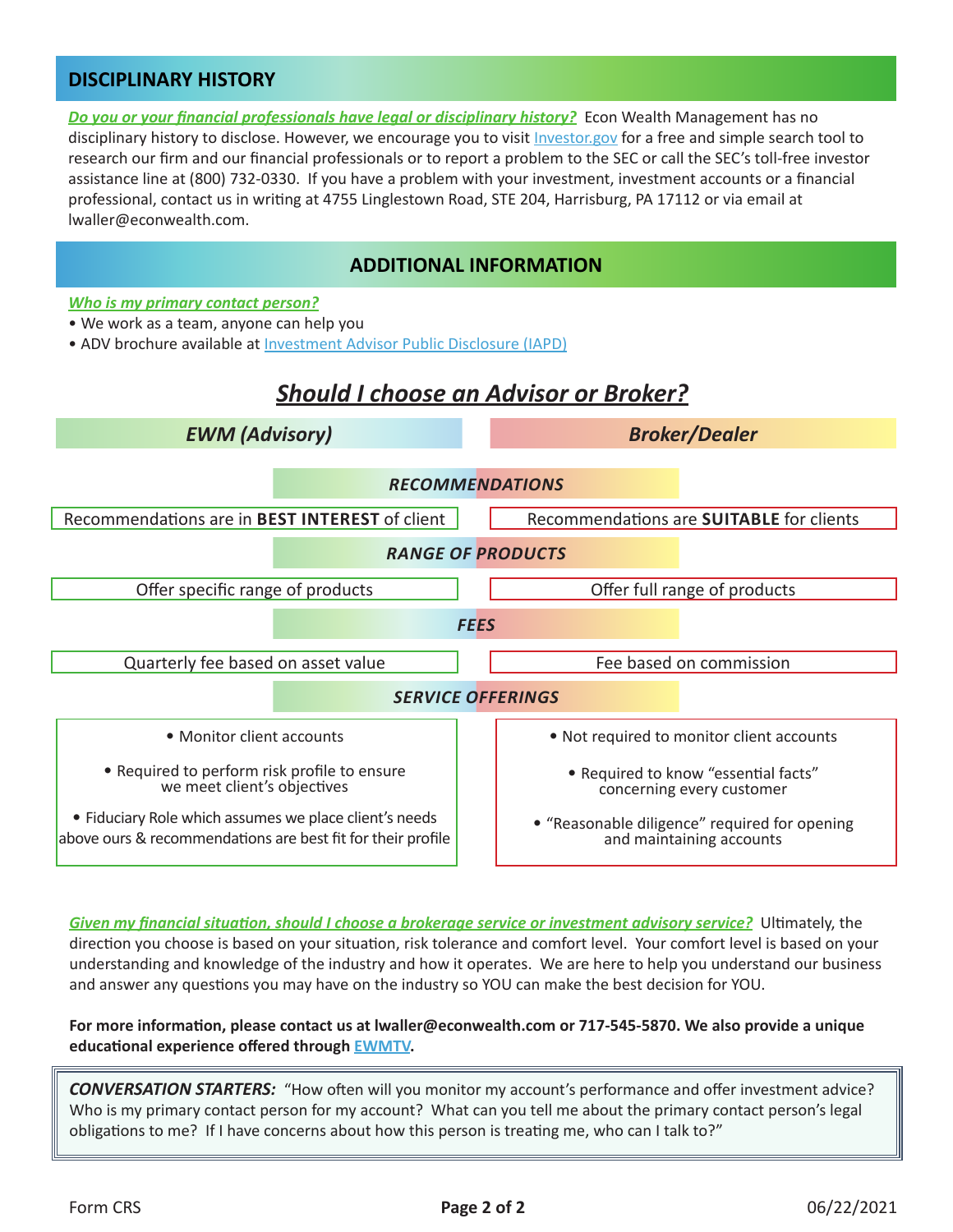## DISCIPLINARY HISTORY

***Do you or your financial professionals have legal or disciplinary history?*** Econ Wealth Management has no disciplinary history to disclose. However, we encourage you to visit Investor.gov for a free and simple search tool to research our firm and our financial professionals or to report a problem to the SEC or call the SEC's toll-free investor assistance line at (800) 732-0330. If you have a problem with your investment, investment accounts or a financial professional, contact us in writing at 4755 Linglestown Road, STE 204, Harrisburg, PA 17112 or via email at lwaller@econwealth.com.

## ADDITIONAL INFORMATION

***Who is my primary contact person?***

- We work as a team, anyone can help you
- ADV brochure available at Investment Advisor Public Disclosure (IAPD)

## *Should I choose an Advisor or Broker?*

| *EWM (Advisory)* | *Broker/Dealer* |
|---|---|
| ***RECOMMENDATIONS*** | |
| Recommendations are in **BEST INTEREST** of client | Recommendations are **SUITABLE** for clients |
| ***RANGE OF PRODUCTS*** | |
| Offer specific range of products | Offer full range of products |
| ***FEES*** | |
| Quarterly fee based on asset value | Fee based on commission |
| ***SERVICE OFFERINGS*** | |
| • Monitor client accounts<br>• Required to perform risk profile to ensure we meet client's objectives<br>• Fiduciary Role which assumes we place client's needs above ours & recommendations are best fit for their profile | • Not required to monitor client accounts<br>• Required to know "essential facts" concerning every customer<br>• "Reasonable diligence" required for opening and maintaining accounts |

***Given my financial situation, should I choose a brokerage service or investment advisory service?*** Ultimately, the direction you choose is based on your situation, risk tolerance and comfort level. Your comfort level is based on your understanding and knowledge of the industry and how it operates. We are here to help you understand our business and answer any questions you may have on the industry so YOU can make the best decision for YOU.

**For more information, please contact us at lwaller@econwealth.com or 717-545-5870. We also provide a unique educational experience offered through EWMTV.**

***CONVERSATION STARTERS:*** "How often will you monitor my account's performance and offer investment advice? Who is my primary contact person for my account? What can you tell me about the primary contact person's legal obligations to me? If I have concerns about how this person is treating me, who can I talk to?"

Form CRS 06/22/2021